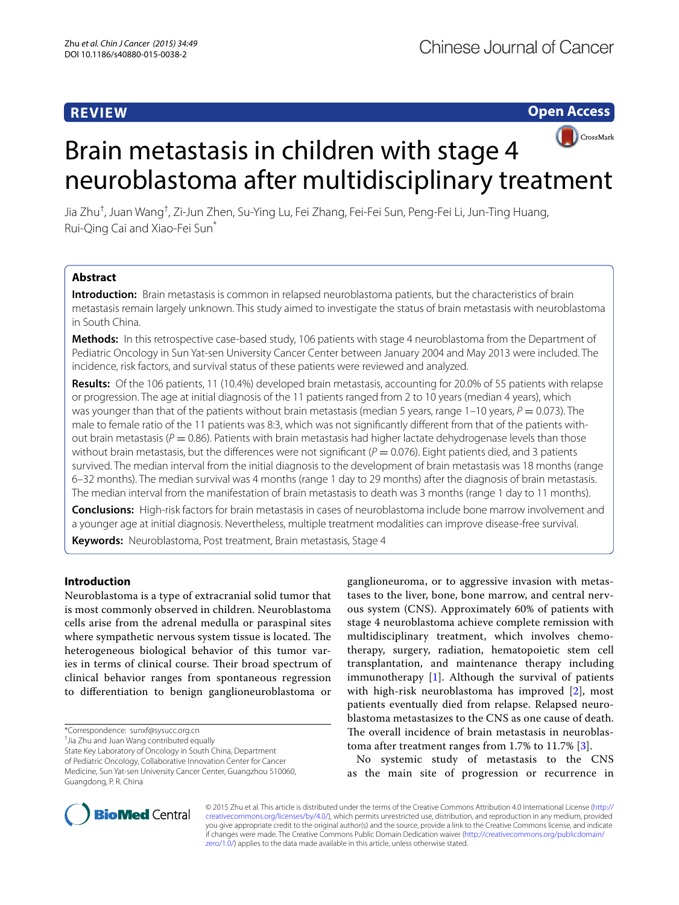REVIEW

Open Access

# Brain metastasis in children with stage 4 neuroblastoma after multidisciplinary treatment

Jia Zhu†, Juan Wang†, Zi-Jun Zhen, Su-Ying Lu, Fei Zhang, Fei-Fei Sun, Peng-Fei Li, Jun-Ting Huang, Rui-Qing Cai and Xiao-Fei Sun*

## Abstract

**Introduction:** Brain metastasis is common in relapsed neuroblastoma patients, but the characteristics of brain metastasis remain largely unknown. This study aimed to investigate the status of brain metastasis with neuroblastoma in South China.

**Methods:** In this retrospective case-based study, 106 patients with stage 4 neuroblastoma from the Department of Pediatric Oncology in Sun Yat-sen University Cancer Center between January 2004 and May 2013 were included. The incidence, risk factors, and survival status of these patients were reviewed and analyzed.

**Results:** Of the 106 patients, 11 (10.4%) developed brain metastasis, accounting for 20.0% of 55 patients with relapse or progression. The age at initial diagnosis of the 11 patients ranged from 2 to 10 years (median 4 years), which was younger than that of the patients without brain metastasis (median 5 years, range 1–10 years, $P = 0.073$). The male to female ratio of the 11 patients was 8:3, which was not significantly different from that of the patients without brain metastasis ($P = 0.86$). Patients with brain metastasis had higher lactate dehydrogenase levels than those without brain metastasis, but the differences were not significant ($P = 0.076$). Eight patients died, and 3 patients survived. The median interval from the initial diagnosis to the development of brain metastasis was 18 months (range 6–32 months). The median survival was 4 months (range 1 day to 29 months) after the diagnosis of brain metastasis. The median interval from the manifestation of brain metastasis to death was 3 months (range 1 day to 11 months).

**Conclusions:** High-risk factors for brain metastasis in cases of neuroblastoma include bone marrow involvement and a younger age at initial diagnosis. Nevertheless, multiple treatment modalities can improve disease-free survival.

**Keywords:** Neuroblastoma, Post treatment, Brain metastasis, Stage 4

## Introduction

Neuroblastoma is a type of extracranial solid tumor that is most commonly observed in children. Neuroblastoma cells arise from the adrenal medulla or paraspinal sites where sympathetic nervous system tissue is located. The heterogeneous biological behavior of this tumor varies in terms of clinical course. Their broad spectrum of clinical behavior ranges from spontaneous regression to differentiation to benign ganglioneuroblastoma or ganglioneuroma, or to aggressive invasion with metastases to the liver, bone, bone marrow, and central nervous system (CNS). Approximately 60% of patients with stage 4 neuroblastoma achieve complete remission with multidisciplinary treatment, which involves chemotherapy, surgery, radiation, hematopoietic stem cell transplantation, and maintenance therapy including immunotherapy [1]. Although the survival of patients with high-risk neuroblastoma has improved [2], most patients eventually died from relapse. Relapsed neuroblastoma metastasizes to the CNS as one cause of death. The overall incidence of brain metastasis in neuroblastoma after treatment ranges from 1.7% to 11.7% [3].

No systemic study of metastasis to the CNS as the main site of progression or recurrence in

*Correspondence: sunxf@sysucc.org.cn
†Jia Zhu and Juan Wang contributed equally
State Key Laboratory of Oncology in South China, Department of Pediatric Oncology, Collaborative Innovation Center for Cancer Medicine, Sun Yat-sen University Cancer Center, Guangzhou 510060, Guangdong, P. R. China

© 2015 Zhu et al. This article is distributed under the terms of the Creative Commons Attribution 4.0 International License (http://creativecommons.org/licenses/by/4.0/), which permits unrestricted use, distribution, and reproduction in any medium, provided you give appropriate credit to the original author(s) and the source, provide a link to the Creative Commons license, and indicate if changes were made. The Creative Commons Public Domain Dedication waiver (http://creativecommons.org/publicdomain/zero/1.0/) applies to the data made available in this article, unless otherwise stated.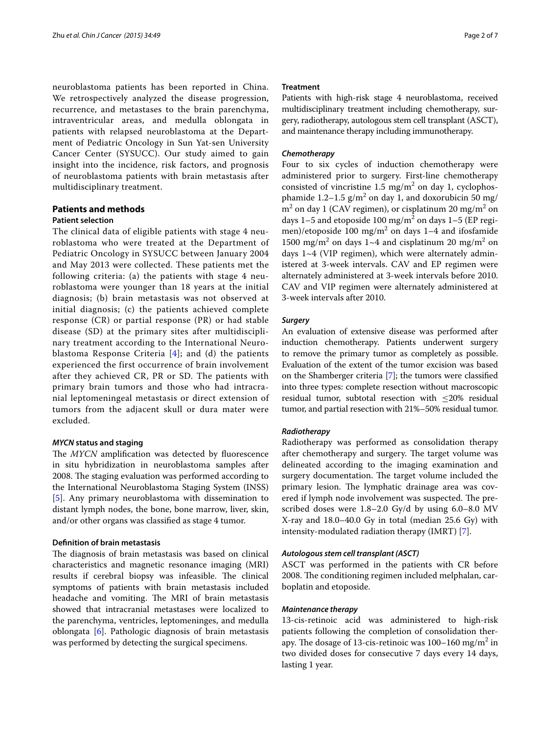neuroblastoma patients has been reported in China. We retrospectively analyzed the disease progression, recurrence, and metastases to the brain parenchyma, intraventricular areas, and medulla oblongata in patients with relapsed neuroblastoma at the Department of Pediatric Oncology in Sun Yat-sen University Cancer Center (SYSUCC). Our study aimed to gain insight into the incidence, risk factors, and prognosis of neuroblastoma patients with brain metastasis after multidisciplinary treatment.

## Patients and methods

### Patient selection

The clinical data of eligible patients with stage 4 neuroblastoma who were treated at the Department of Pediatric Oncology in SYSUCC between January 2004 and May 2013 were collected. These patients met the following criteria: (a) the patients with stage 4 neuroblastoma were younger than 18 years at the initial diagnosis; (b) brain metastasis was not observed at initial diagnosis; (c) the patients achieved complete response (CR) or partial response (PR) or had stable disease (SD) at the primary sites after multidisciplinary treatment according to the International Neuroblastoma Response Criteria [4]; and (d) the patients experienced the first occurrence of brain involvement after they achieved CR, PR or SD. The patients with primary brain tumors and those who had intracranial leptomeningeal metastasis or direct extension of tumors from the adjacent skull or dura mater were excluded.

#### *MYCN* status and staging

The *MYCN* amplification was detected by fluorescence in situ hybridization in neuroblastoma samples after 2008. The staging evaluation was performed according to the International Neuroblastoma Staging System (INSS) [5]. Any primary neuroblastoma with dissemination to distant lymph nodes, the bone, bone marrow, liver, skin, and/or other organs was classified as stage 4 tumor.

### Definition of brain metastasis

The diagnosis of brain metastasis was based on clinical characteristics and magnetic resonance imaging (MRI) results if cerebral biopsy was infeasible. The clinical symptoms of patients with brain metastasis included headache and vomiting. The MRI of brain metastasis showed that intracranial metastases were localized to the parenchyma, ventricles, leptomeninges, and medulla oblongata [6]. Pathologic diagnosis of brain metastasis was performed by detecting the surgical specimens.

### Treatment

Patients with high-risk stage 4 neuroblastoma, received multidisciplinary treatment including chemotherapy, surgery, radiotherapy, autologous stem cell transplant (ASCT), and maintenance therapy including immunotherapy.

#### *Chemotherapy*

Four to six cycles of induction chemotherapy were administered prior to surgery. First-line chemotherapy consisted of vincristine 1.5 mg/$m^2$ on day 1, cyclophosphamide 1.2–1.5 g/$m^2$ on day 1, and doxorubicin 50 mg/$m^2$ on day 1 (CAV regimen), or cisplatinum 20 mg/$m^2$ on days 1–5 and etoposide 100 mg/$m^2$ on days 1–5 (EP regimen)/etoposide 100 mg/$m^2$ on days 1–4 and ifosfamide 1500 mg/$m^2$ on days 1~4 and cisplatinum 20 mg/$m^2$ on days 1~4 (VIP regimen), which were alternately administered at 3-week intervals. CAV and EP regimen were alternately administered at 3-week intervals before 2010. CAV and VIP regimen were alternately administered at 3-week intervals after 2010.

#### *Surgery*

An evaluation of extensive disease was performed after induction chemotherapy. Patients underwent surgery to remove the primary tumor as completely as possible. Evaluation of the extent of the tumor excision was based on the Shamberger criteria [7]; the tumors were classified into three types: complete resection without macroscopic residual tumor, subtotal resection with $\leq$20% residual tumor, and partial resection with 21%–50% residual tumor.

#### *Radiotherapy*

Radiotherapy was performed as consolidation therapy after chemotherapy and surgery. The target volume was delineated according to the imaging examination and surgery documentation. The target volume included the primary lesion. The lymphatic drainage area was covered if lymph node involvement was suspected. The prescribed doses were 1.8–2.0 Gy/d by using 6.0–8.0 MV X-ray and 18.0–40.0 Gy in total (median 25.6 Gy) with intensity-modulated radiation therapy (IMRT) [7].

#### *Autologous stem cell transplant (ASCT)*

ASCT was performed in the patients with CR before 2008. The conditioning regimen included melphalan, carboplatin and etoposide.

#### *Maintenance therapy*

13-cis-retinoic acid was administered to high-risk patients following the completion of consolidation therapy. The dosage of 13-cis-retinoic was 100–160 mg/$m^2$ in two divided doses for consecutive 7 days every 14 days, lasting 1 year.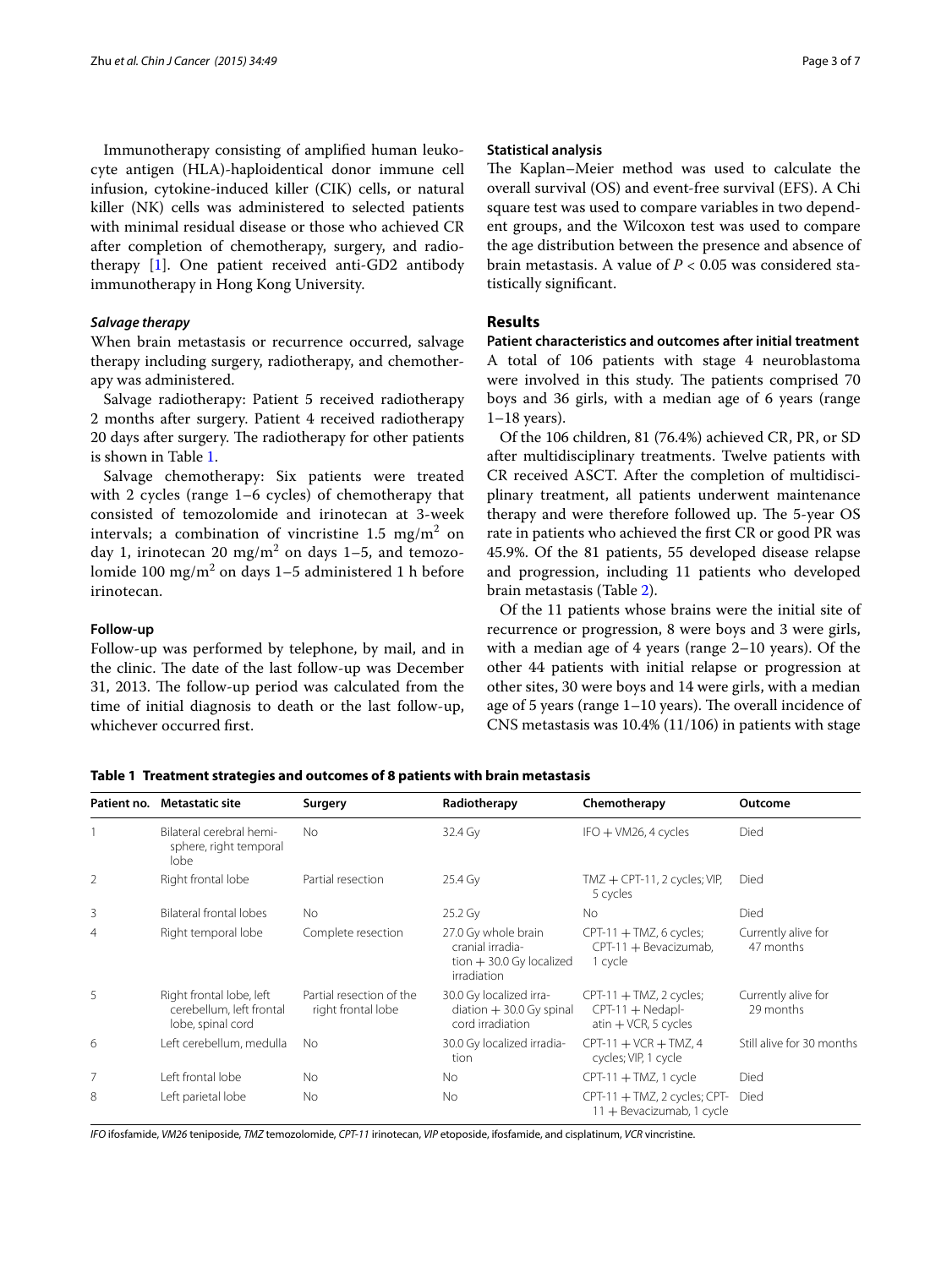Immunotherapy consisting of amplified human leukocyte antigen (HLA)-haploidentical donor immune cell infusion, cytokine-induced killer (CIK) cells, or natural killer (NK) cells was administered to selected patients with minimal residual disease or those who achieved CR after completion of chemotherapy, surgery, and radiotherapy [1]. One patient received anti-GD2 antibody immunotherapy in Hong Kong University.

### *Salvage therapy*

When brain metastasis or recurrence occurred, salvage therapy including surgery, radiotherapy, and chemotherapy was administered.

Salvage radiotherapy: Patient 5 received radiotherapy 2 months after surgery. Patient 4 received radiotherapy 20 days after surgery. The radiotherapy for other patients is shown in Table 1.

Salvage chemotherapy: Six patients were treated with 2 cycles (range 1–6 cycles) of chemotherapy that consisted of temozolomide and irinotecan at 3-week intervals; a combination of vincristine 1.5 mg/$m^2$ on day 1, irinotecan 20 mg/$m^2$ on days 1–5, and temozolomide 100 mg/$m^2$ on days 1–5 administered 1 h before irinotecan.

### Follow-up

Follow-up was performed by telephone, by mail, and in the clinic. The date of the last follow-up was December 31, 2013. The follow-up period was calculated from the time of initial diagnosis to death or the last follow-up, whichever occurred first.

### Statistical analysis

The Kaplan–Meier method was used to calculate the overall survival (OS) and event-free survival (EFS). A Chi square test was used to compare variables in two dependent groups, and the Wilcoxon test was used to compare the age distribution between the presence and absence of brain metastasis. A value of $P < 0.05$ was considered statistically significant.

## Results

### Patient characteristics and outcomes after initial treatment

A total of 106 patients with stage 4 neuroblastoma were involved in this study. The patients comprised 70 boys and 36 girls, with a median age of 6 years (range 1–18 years).

Of the 106 children, 81 (76.4%) achieved CR, PR, or SD after multidisciplinary treatments. Twelve patients with CR received ASCT. After the completion of multidisciplinary treatment, all patients underwent maintenance therapy and were therefore followed up. The 5-year OS rate in patients who achieved the first CR or good PR was 45.9%. Of the 81 patients, 55 developed disease relapse and progression, including 11 patients who developed brain metastasis (Table 2).

Of the 11 patients whose brains were the initial site of recurrence or progression, 8 were boys and 3 were girls, with a median age of 4 years (range 2–10 years). Of the other 44 patients with initial relapse or progression at other sites, 30 were boys and 14 were girls, with a median age of 5 years (range 1–10 years). The overall incidence of CNS metastasis was 10.4% (11/106) in patients with stage

**Table 1 Treatment strategies and outcomes of 8 patients with brain metastasis**

| Patient no. | Metastatic site | Surgery | Radiotherapy | Chemotherapy | Outcome |
|---|---|---|---|---|---|
| 1 | Bilateral cerebral hemisphere, right temporal lobe | No | 32.4 Gy | IFO + VM26, 4 cycles | Died |
| 2 | Right frontal lobe | Partial resection | 25.4 Gy | TMZ + CPT-11, 2 cycles; VIP, 5 cycles | Died |
| 3 | Bilateral frontal lobes | No | 25.2 Gy | No | Died |
| 4 | Right temporal lobe | Complete resection | 27.0 Gy whole brain cranial irradiation + 30.0 Gy localized irradiation | CPT-11 + TMZ, 6 cycles; CPT-11 + Bevacizumab, 1 cycle | Currently alive for 47 months |
| 5 | Right frontal lobe, left cerebellum, left frontal lobe, spinal cord | Partial resection of the right frontal lobe | 30.0 Gy localized irradiation + 30.0 Gy spinal cord irradiation | CPT-11 + TMZ, 2 cycles; CPT-11 + Nedaplatin + VCR, 5 cycles | Currently alive for 29 months |
| 6 | Left cerebellum, medulla | No | 30.0 Gy localized irradiation | CPT-11 + VCR + TMZ, 4 cycles; VIP, 1 cycle | Still alive for 30 months |
| 7 | Left frontal lobe | No | No | CPT-11 + TMZ, 1 cycle | Died |
| 8 | Left parietal lobe | No | No | CPT-11 + TMZ, 2 cycles; CPT-11 + Bevacizumab, 1 cycle | Died |

*IFO* ifosfamide, *VM26* teniposide, *TMZ* temozolomide, *CPT-11* irinotecan, *VIP* etoposide, ifosfamide, and cisplatinum, *VCR* vincristine.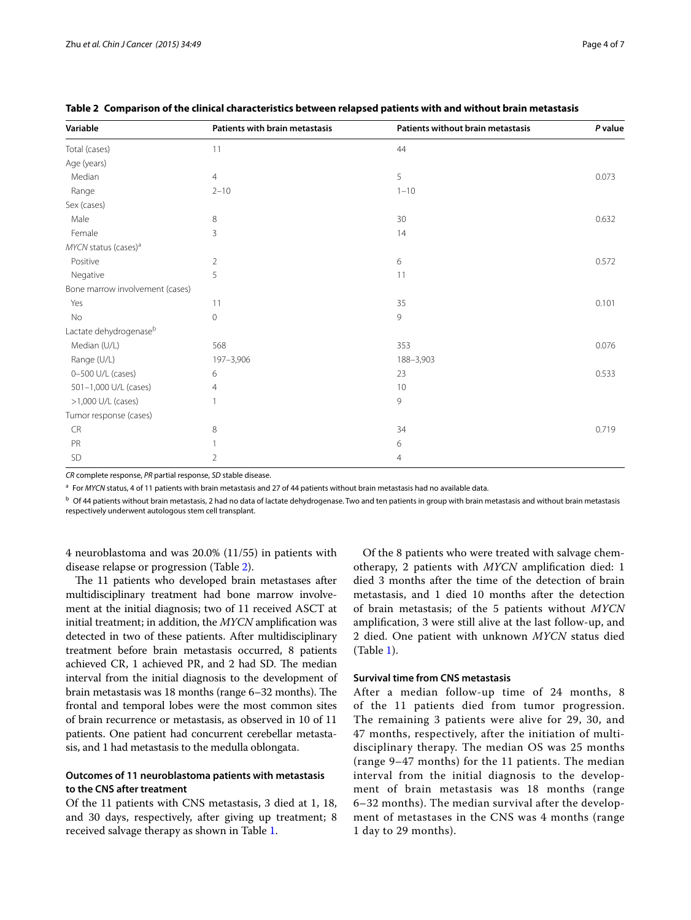**Table 2 Comparison of the clinical characteristics between relapsed patients with and without brain metastasis**

| Variable | Patients with brain metastasis | Patients without brain metastasis | *P* value |
|---|---|---|---|
| Total (cases) | 11 | 44 | |
| Age (years) | | | |
| Median | 4 | 5 | 0.073 |
| Range | 2–10 | 1–10 | |
| Sex (cases) | | | |
| Male | 8 | 30 | 0.632 |
| Female | 3 | 14 | |
| *MYCN* status (cases)[a] | | | |
| Positive | 2 | 6 | 0.572 |
| Negative | 5 | 11 | |
| Bone marrow involvement (cases) | | | |
| Yes | 11 | 35 | 0.101 |
| No | 0 | 9 | |
| Lactate dehydrogenase[b] | | | |
| Median (U/L) | 568 | 353 | 0.076 |
| Range (U/L) | 197–3,906 | 188–3,903 | |
| 0–500 U/L (cases) | 6 | 23 | 0.533 |
| 501–1,000 U/L (cases) | 4 | 10 | |
| >1,000 U/L (cases) | 1 | 9 | |
| Tumor response (cases) | | | |
| CR | 8 | 34 | 0.719 |
| PR | 1 | 6 | |
| SD | 2 | 4 | |

*CR* complete response, *PR* partial response, *SD* stable disease.

[a] For *MYCN* status, 4 of 11 patients with brain metastasis and 27 of 44 patients without brain metastasis had no available data.

[b] Of 44 patients without brain metastasis, 2 had no data of lactate dehydrogenase. Two and ten patients in group with brain metastasis and without brain metastasis respectively underwent autologous stem cell transplant.

4 neuroblastoma and was 20.0% (11/55) in patients with disease relapse or progression (Table 2).

The 11 patients who developed brain metastases after multidisciplinary treatment had bone marrow involvement at the initial diagnosis; two of 11 received ASCT at initial treatment; in addition, the *MYCN* amplification was detected in two of these patients. After multidisciplinary treatment before brain metastasis occurred, 8 patients achieved CR, 1 achieved PR, and 2 had SD. The median interval from the initial diagnosis to the development of brain metastasis was 18 months (range 6–32 months). The frontal and temporal lobes were the most common sites of brain recurrence or metastasis, as observed in 10 of 11 patients. One patient had concurrent cerebellar metastasis, and 1 had metastasis to the medulla oblongata.

### Outcomes of 11 neuroblastoma patients with metastasis to the CNS after treatment

Of the 11 patients with CNS metastasis, 3 died at 1, 18, and 30 days, respectively, after giving up treatment; 8 received salvage therapy as shown in Table 1.

Of the 8 patients who were treated with salvage chemotherapy, 2 patients with *MYCN* amplification died: 1 died 3 months after the time of the detection of brain metastasis, and 1 died 10 months after the detection of brain metastasis; of the 5 patients without *MYCN* amplification, 3 were still alive at the last follow-up, and 2 died. One patient with unknown *MYCN* status died (Table 1).

### Survival time from CNS metastasis

After a median follow-up time of 24 months, 8 of the 11 patients died from tumor progression. The remaining 3 patients were alive for 29, 30, and 47 months, respectively, after the initiation of multidisciplinary therapy. The median OS was 25 months (range 9–47 months) for the 11 patients. The median interval from the initial diagnosis to the development of brain metastasis was 18 months (range 6–32 months). The median survival after the development of metastases in the CNS was 4 months (range 1 day to 29 months).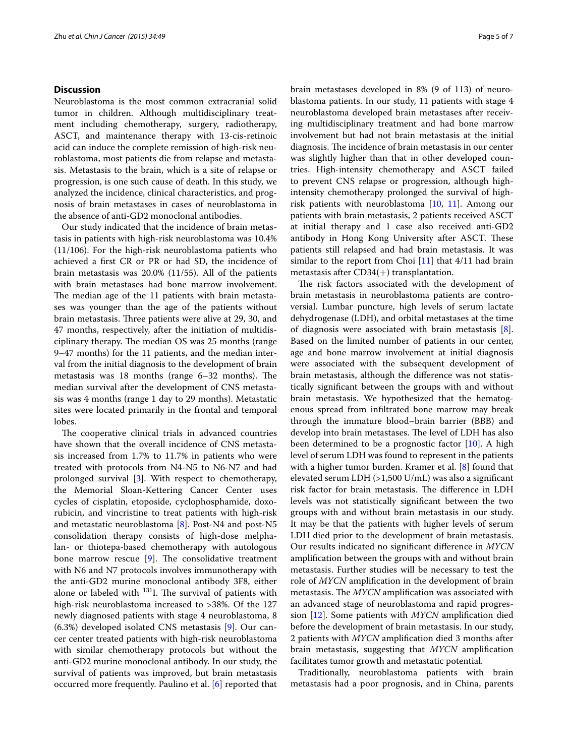## Discussion

Neuroblastoma is the most common extracranial solid tumor in children. Although multidisciplinary treatment including chemotherapy, surgery, radiotherapy, ASCT, and maintenance therapy with 13-cis-retinoic acid can induce the complete remission of high-risk neuroblastoma, most patients die from relapse and metastasis. Metastasis to the brain, which is a site of relapse or progression, is one such cause of death. In this study, we analyzed the incidence, clinical characteristics, and prognosis of brain metastases in cases of neuroblastoma in the absence of anti-GD2 monoclonal antibodies.

Our study indicated that the incidence of brain metastasis in patients with high-risk neuroblastoma was 10.4% (11/106). For the high-risk neuroblastoma patients who achieved a first CR or PR or had SD, the incidence of brain metastasis was 20.0% (11/55). All of the patients with brain metastases had bone marrow involvement. The median age of the 11 patients with brain metastases was younger than the age of the patients without brain metastasis. Three patients were alive at 29, 30, and 47 months, respectively, after the initiation of multidisciplinary therapy. The median OS was 25 months (range 9–47 months) for the 11 patients, and the median interval from the initial diagnosis to the development of brain metastasis was 18 months (range 6–32 months). The median survival after the development of CNS metastasis was 4 months (range 1 day to 29 months). Metastatic sites were located primarily in the frontal and temporal lobes.

The cooperative clinical trials in advanced countries have shown that the overall incidence of CNS metastasis increased from 1.7% to 11.7% in patients who were treated with protocols from N4-N5 to N6-N7 and had prolonged survival [3]. With respect to chemotherapy, the Memorial Sloan-Kettering Cancer Center uses cycles of cisplatin, etoposide, cyclophosphamide, doxorubicin, and vincristine to treat patients with high-risk and metastatic neuroblastoma [8]. Post-N4 and post-N5 consolidation therapy consists of high-dose melphalan- or thiotepa-based chemotherapy with autologous bone marrow rescue [9]. The consolidative treatment with N6 and N7 protocols involves immunotherapy with the anti-GD2 murine monoclonal antibody 3F8, either alone or labeled with $^{131}$I. The survival of patients with high-risk neuroblastoma increased to >38%. Of the 127 newly diagnosed patients with stage 4 neuroblastoma, 8 (6.3%) developed isolated CNS metastasis [9]. Our cancer center treated patients with high-risk neuroblastoma with similar chemotherapy protocols but without the anti-GD2 murine monoclonal antibody. In our study, the survival of patients was improved, but brain metastasis occurred more frequently. Paulino et al. [6] reported that brain metastases developed in 8% (9 of 113) of neuroblastoma patients. In our study, 11 patients with stage 4 neuroblastoma developed brain metastases after receiving multidisciplinary treatment and had bone marrow involvement but had not brain metastasis at the initial diagnosis. The incidence of brain metastasis in our center was slightly higher than that in other developed countries. High-intensity chemotherapy and ASCT failed to prevent CNS relapse or progression, although high-intensity chemotherapy prolonged the survival of high-risk patients with neuroblastoma [10, 11]. Among our patients with brain metastasis, 2 patients received ASCT at initial therapy and 1 case also received anti-GD2 antibody in Hong Kong University after ASCT. These patients still relapsed and had brain metastasis. It was similar to the report from Choi [11] that 4/11 had brain metastasis after CD34(+) transplantation.

The risk factors associated with the development of brain metastasis in neuroblastoma patients are controversial. Lumbar puncture, high levels of serum lactate dehydrogenase (LDH), and orbital metastases at the time of diagnosis were associated with brain metastasis [8]. Based on the limited number of patients in our center, age and bone marrow involvement at initial diagnosis were associated with the subsequent development of brain metastasis, although the difference was not statistically significant between the groups with and without brain metastasis. We hypothesized that the hematogenous spread from infiltrated bone marrow may break through the immature blood–brain barrier (BBB) and develop into brain metastases. The level of LDH has also been determined to be a prognostic factor [10]. A high level of serum LDH was found to represent in the patients with a higher tumor burden. Kramer et al. [8] found that elevated serum LDH (>1,500 U/mL) was also a significant risk factor for brain metastasis. The difference in LDH levels was not statistically significant between the two groups with and without brain metastasis in our study. It may be that the patients with higher levels of serum LDH died prior to the development of brain metastasis. Our results indicated no significant difference in *MYCN* amplification between the groups with and without brain metastasis. Further studies will be necessary to test the role of *MYCN* amplification in the development of brain metastasis. The *MYCN* amplification was associated with an advanced stage of neuroblastoma and rapid progression [12]. Some patients with *MYCN* amplification died before the development of brain metastasis. In our study, 2 patients with *MYCN* amplification died 3 months after brain metastasis, suggesting that *MYCN* amplification facilitates tumor growth and metastatic potential.

Traditionally, neuroblastoma patients with brain metastasis had a poor prognosis, and in China, parents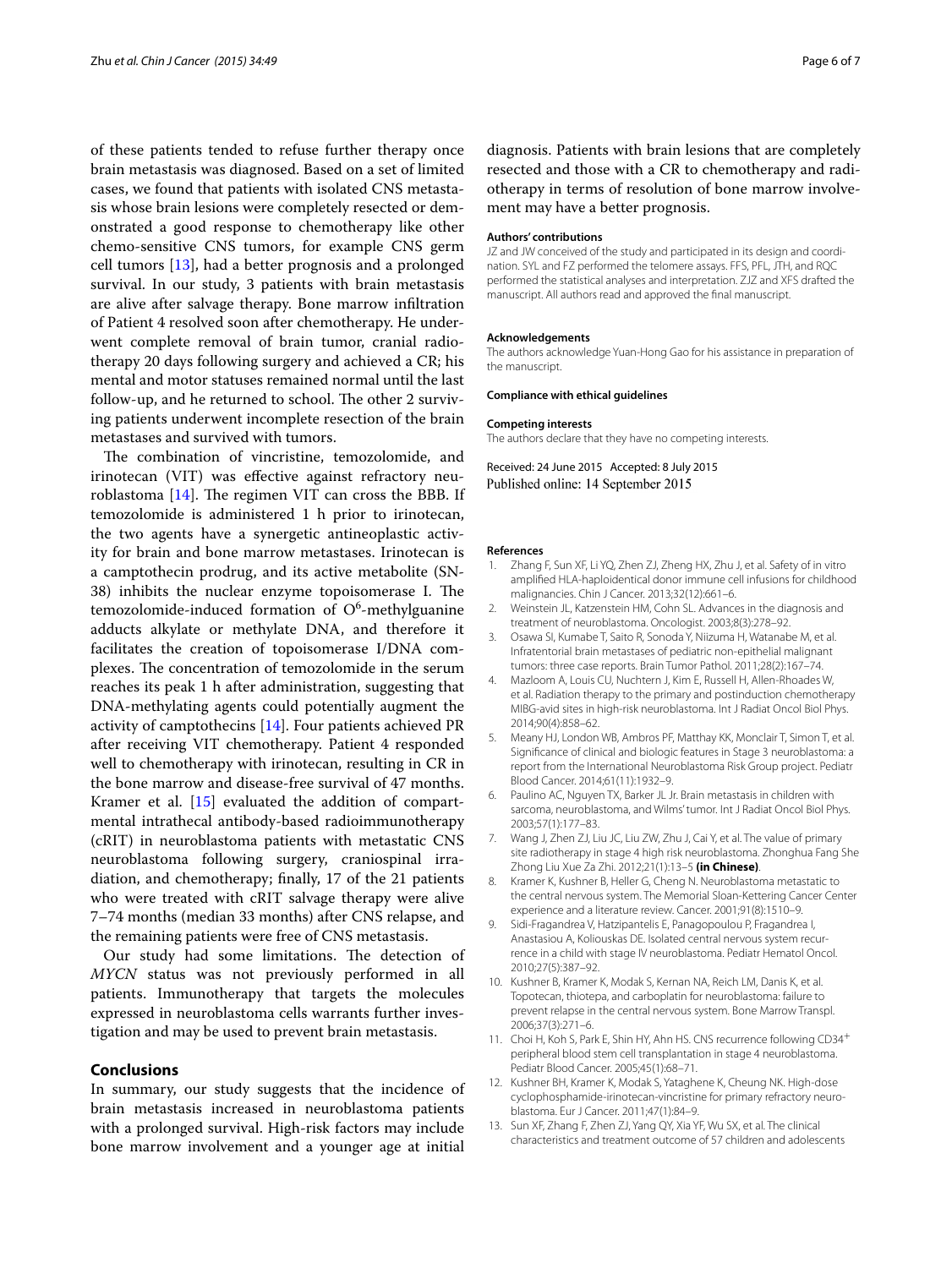of these patients tended to refuse further therapy once brain metastasis was diagnosed. Based on a set of limited cases, we found that patients with isolated CNS metastasis whose brain lesions were completely resected or demonstrated a good response to chemotherapy like other chemo-sensitive CNS tumors, for example CNS germ cell tumors [13], had a better prognosis and a prolonged survival. In our study, 3 patients with brain metastasis are alive after salvage therapy. Bone marrow infiltration of Patient 4 resolved soon after chemotherapy. He underwent complete removal of brain tumor, cranial radiotherapy 20 days following surgery and achieved a CR; his mental and motor statuses remained normal until the last follow-up, and he returned to school. The other 2 surviving patients underwent incomplete resection of the brain metastases and survived with tumors.

The combination of vincristine, temozolomide, and irinotecan (VIT) was effective against refractory neuroblastoma [14]. The regimen VIT can cross the BBB. If temozolomide is administered 1 h prior to irinotecan, the two agents have a synergetic antineoplastic activity for brain and bone marrow metastases. Irinotecan is a camptothecin prodrug, and its active metabolite (SN-38) inhibits the nuclear enzyme topoisomerase I. The temozolomide-induced formation of $O^6$-methylguanine adducts alkylate or methylate DNA, and therefore it facilitates the creation of topoisomerase I/DNA complexes. The concentration of temozolomide in the serum reaches its peak 1 h after administration, suggesting that DNA-methylating agents could potentially augment the activity of camptothecins [14]. Four patients achieved PR after receiving VIT chemotherapy. Patient 4 responded well to chemotherapy with irinotecan, resulting in CR in the bone marrow and disease-free survival of 47 months. Kramer et al. [15] evaluated the addition of compartmental intrathecal antibody-based radioimmunotherapy (cRIT) in neuroblastoma patients with metastatic CNS neuroblastoma following surgery, craniospinal irradiation, and chemotherapy; finally, 17 of the 21 patients who were treated with cRIT salvage therapy were alive 7–74 months (median 33 months) after CNS relapse, and the remaining patients were free of CNS metastasis.

Our study had some limitations. The detection of *MYCN* status was not previously performed in all patients. Immunotherapy that targets the molecules expressed in neuroblastoma cells warrants further investigation and may be used to prevent brain metastasis.

## Conclusions

In summary, our study suggests that the incidence of brain metastasis increased in neuroblastoma patients with a prolonged survival. High-risk factors may include bone marrow involvement and a younger age at initial diagnosis. Patients with brain lesions that are completely resected and those with a CR to chemotherapy and radiotherapy in terms of resolution of bone marrow involvement may have a better prognosis.

#### Authors' contributions

JZ and JW conceived of the study and participated in its design and coordination. SYL and FZ performed the telomere assays. FFS, PFL, JTH, and RQC performed the statistical analyses and interpretation. ZJZ and XFS drafted the manuscript. All authors read and approved the final manuscript.

#### Acknowledgements

The authors acknowledge Yuan-Hong Gao for his assistance in preparation of the manuscript.

#### Compliance with ethical guidelines

#### Competing interests

The authors declare that they have no competing interests.

Received: 24 June 2015 Accepted: 8 July 2015
Published online: 14 September 2015

#### References

1. Zhang F, Sun XF, Li YQ, Zhen ZJ, Zheng HX, Zhu J, et al. Safety of in vitro amplified HLA-haploidentical donor immune cell infusions for childhood malignancies. Chin J Cancer. 2013;32(12):661–6.
2. Weinstein JL, Katzenstein HM, Cohn SL. Advances in the diagnosis and treatment of neuroblastoma. Oncologist. 2003;8(3):278–92.
3. Osawa SI, Kumabe T, Saito R, Sonoda Y, Niizuma H, Watanabe M, et al. Infratentorial brain metastases of pediatric non-epithelial malignant tumors: three case reports. Brain Tumor Pathol. 2011;28(2):167–74.
4. Mazloom A, Louis CU, Nuchtern J, Kim E, Russell H, Allen-Rhoades W, et al. Radiation therapy to the primary and postinduction chemotherapy MIBG-avid sites in high-risk neuroblastoma. Int J Radiat Oncol Biol Phys. 2014;90(4):858–62.
5. Meany HJ, London WB, Ambros PF, Matthay KK, Monclair T, Simon T, et al. Significance of clinical and biologic features in Stage 3 neuroblastoma: a report from the International Neuroblastoma Risk Group project. Pediatr Blood Cancer. 2014;61(11):1932–9.
6. Paulino AC, Nguyen TX, Barker JL Jr. Brain metastasis in children with sarcoma, neuroblastoma, and Wilms' tumor. Int J Radiat Oncol Biol Phys. 2003;57(1):177–83.
7. Wang J, Zhen ZJ, Liu JC, Liu ZW, Zhu J, Cai Y, et al. The value of primary site radiotherapy in stage 4 high risk neuroblastoma. Zhonghua Fang She Zhong Liu Xue Za Zhi. 2012;21(1):13–5 **(in Chinese)**.
8. Kramer K, Kushner B, Heller G, Cheng N. Neuroblastoma metastatic to the central nervous system. The Memorial Sloan-Kettering Cancer Center experience and a literature review. Cancer. 2001;91(8):1510–9.
9. Sidi-Fragandrea V, Hatzipantelis E, Panagopoulou P, Fragandrea I, Anastasiou A, Koliouskas DE. Isolated central nervous system recurrence in a child with stage IV neuroblastoma. Pediatr Hematol Oncol. 2010;27(5):387–92.
10. Kushner B, Kramer K, Modak S, Kernan NA, Reich LM, Danis K, et al. Topotecan, thiotepa, and carboplatin for neuroblastoma: failure to prevent relapse in the central nervous system. Bone Marrow Transpl. 2006;37(3):271–6.
11. Choi H, Koh S, Park E, Shin HY, Ahn HS. CNS recurrence following $CD34^+$ peripheral blood stem cell transplantation in stage 4 neuroblastoma. Pediatr Blood Cancer. 2005;45(1):68–71.
12. Kushner BH, Kramer K, Modak S, Yataghene K, Cheung NK. High-dose cyclophosphamide-irinotecan-vincristine for primary refractory neuroblastoma. Eur J Cancer. 2011;47(1):84–9.
13. Sun XF, Zhang F, Zhen ZJ, Yang QY, Xia YF, Wu SX, et al. The clinical characteristics and treatment outcome of 57 children and adolescents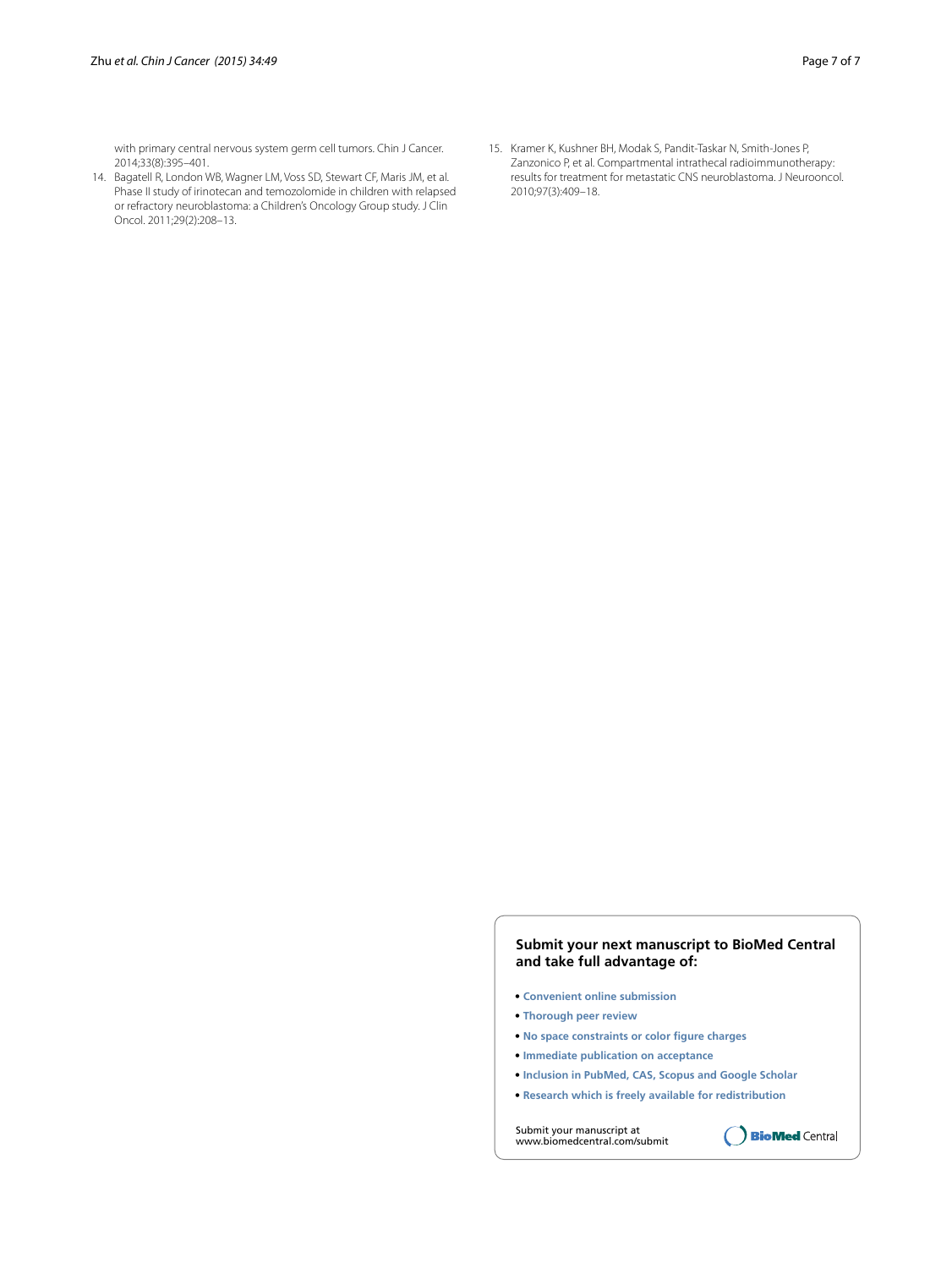with primary central nervous system germ cell tumors. Chin J Cancer. 2014;33(8):395–401.

14. Bagatell R, London WB, Wagner LM, Voss SD, Stewart CF, Maris JM, et al. Phase II study of irinotecan and temozolomide in children with relapsed or refractory neuroblastoma: a Children's Oncology Group study. J Clin Oncol. 2011;29(2):208–13.
15. Kramer K, Kushner BH, Modak S, Pandit-Taskar N, Smith-Jones P, Zanzonico P, et al. Compartmental intrathecal radioimmunotherapy: results for treatment for metastatic CNS neuroblastoma. J Neurooncol. 2010;97(3):409–18.

**Submit your next manuscript to BioMed Central and take full advantage of:**

- **Convenient online submission**
- **Thorough peer review**
- **No space constraints or color figure charges**
- **Immediate publication on acceptance**
- **Inclusion in PubMed, CAS, Scopus and Google Scholar**
- **Research which is freely available for redistribution**

Submit your manuscript at
www.biomedcentral.com/submit

BioMed Central